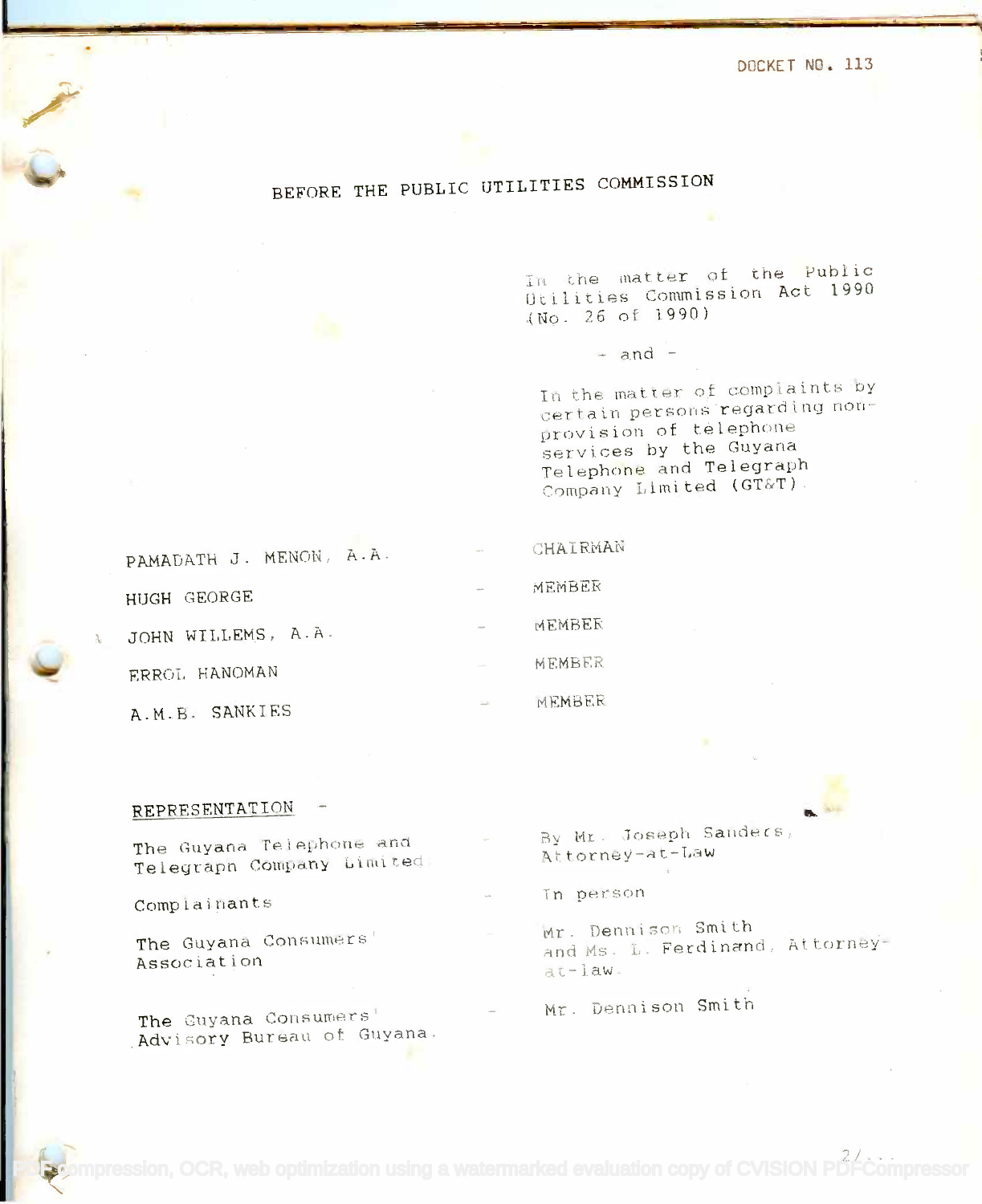DOCKET NO. 113

# BEFORE THE PUBLIC UTILITIES COMMISSION

In the matter of the Public Utilities Commission Act 1990 (No. 26 of 1990)

\- and -

In the matter of complaints by certain persons regarding non-provision of telephone services by the Guyana Telephone and Telegraph Company Limited (GT&T).

| | | |
|---|---|---|
| PAMADATH J. MENON, A.A. | - | CHAIRMAN |
| HUGH GEORGE | - | MEMBER |
| JOHN WILLEMS, A.A. | - | MEMBER |
| ERROL HANOMAN | - | MEMBER |
| A.M.B. SANKIES | - | MEMBER |

REPRESENTATION -

| | | |
|---|---|---|
| The Guyana Telephone and Telegraph Company Limited | - | By Mr. Joseph Sanders, Attorney-at-Law |
| Complainants | - | In person |
| The Guyana Consumers' Association | - | Mr. Dennison Smith and Ms. L. Ferdinand, Attorney-at-law. |
| The Guyana Consumers' Advisory Bureau of Guyana. | - | Mr. Dennison Smith |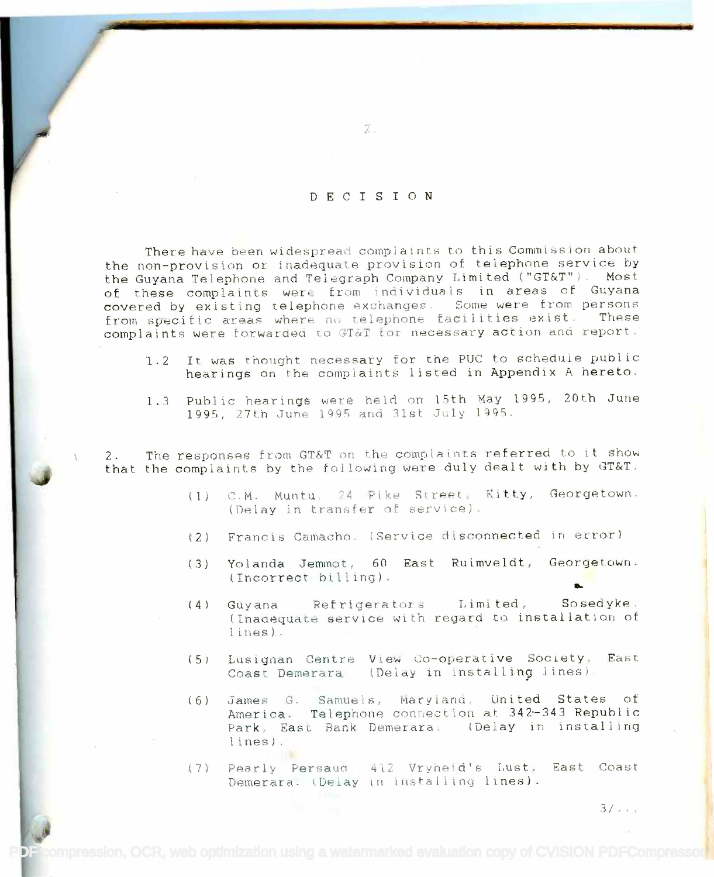# DECISION

There have been widespread complaints to this Commission about the non-provision or inadequate provision of telephone service by the Guyana Telephone and Telegraph Company Limited ("GT&T"). Most of these complaints were from individuals in areas of Guyana covered by existing telephone exchanges. Some were from persons from specific areas where no telephone facilities exist. These complaints were forwarded to GT&T for necessary action and report.

1.2 It was thought necessary for the PUC to schedule public hearings on the complaints listed in Appendix A hereto.

1.3 Public hearings were held on 15th May 1995, 20th June 1995, 27th June 1995 and 31st July 1995.

2. The responses from GT&T on the complaints referred to it show that the complaints by the following were duly dealt with by GT&T.

(1) C.M. Muntu, 24 Pike Street, Kitty, Georgetown. (Delay in transfer of service).

(2) Francis Camacho. (Service disconnected in error)

(3) Yolanda Jemmot, 60 East Ruimveldt, Georgetown. (Incorrect billing).

(4) Guyana Refrigerators Limited, Sosedyke. (Inadequate service with regard to installation of lines).

(5) Lusignan Centre View Co-operative Society, East Coast Demerara. (Delay in installing lines).

(6) James G. Samuels, Maryland, United States of America. Telephone connection at 342-343 Republic Park, East Bank Demerara. (Delay in installing lines).

(7) Pearly Persaud. 412 Vryheid's Lust, East Coast Demerara. (Delay in installing lines).

3/...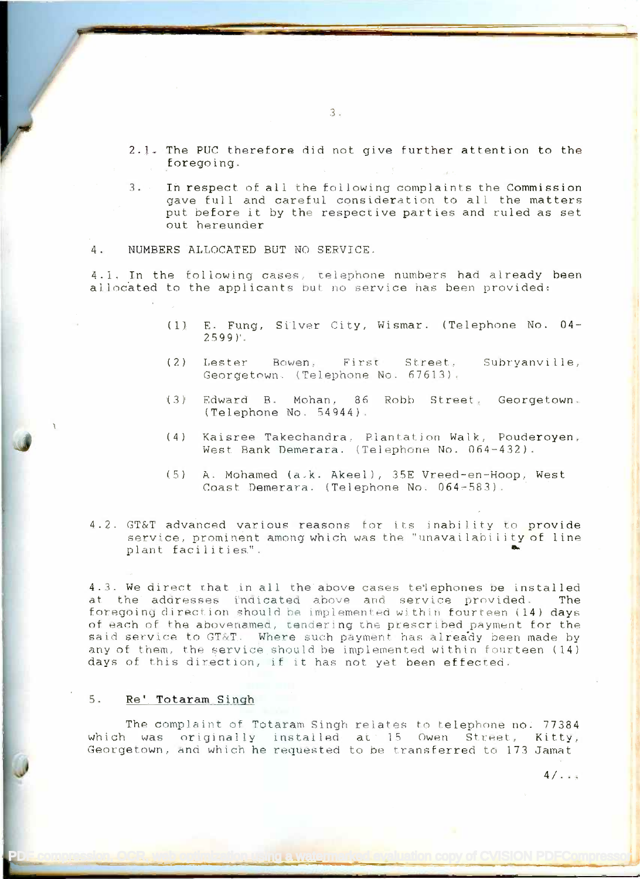2.1. The PUC therefore did not give further attention to the foregoing.

3. In respect of all the following complaints the Commission gave full and careful consideration to all the matters put before it by the respective parties and ruled as set out hereunder

4. NUMBERS ALLOCATED BUT NO SERVICE.

4.1. In the following cases, telephone numbers had already been allocated to the applicants but no service has been provided:

(1) E. Fung, Silver City, Wismar. (Telephone No. 04-2599).

(2) Lester Bowen, First Street, Subryanville, Georgetown. (Telephone No. 67613).

(3) Edward B. Mohan, 86 Robb Street, Georgetown. (Telephone No. 54944).

(4) Kaisree Takechandra, Plantation Walk, Pouderoyen, West Bank Demerara. (Telephone No. 064-432).

(5) A. Mohamed (a.k. Akeel), 35E Vreed-en-Hoop, West Coast Demerara. (Telephone No. 064-583).

4.2. GT&T advanced various reasons for its inability to provide service, prominent among which was the "unavailability of line plant facilities".

4.3. We direct that in all the above cases telephones be installed at the addresses indicated above and service provided. The foregoing direction should be implemented within fourteen (14) days of each of the abovenamed, tendering the prescribed payment for the said service to GT&T. Where such payment has already been made by any of them, the service should be implemented within fourteen (14) days of this direction, if it has not yet been effected.

5. Re' Totaram Singh

The complaint of Totaram Singh relates to telephone no. 77384 which was originally installed at 15 Owen Street, Kitty, Georgetown, and which he requested to be transferred to 173 Jamat

4/...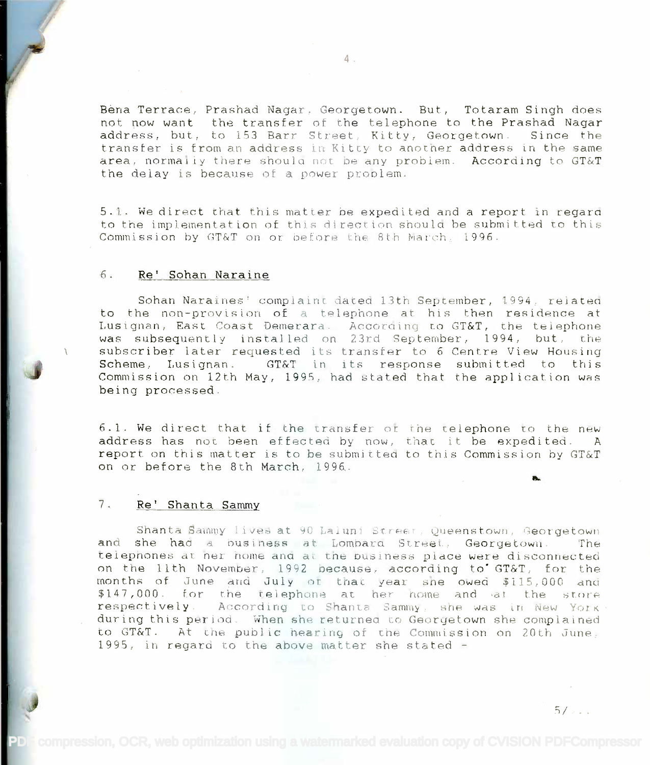Bena Terrace, Prashad Nagar, Georgetown. But, Totaram Singh does not now want the transfer of the telephone to the Prashad Nagar address, but, to 153 Barr Street, Kitty, Georgetown. Since the transfer is from an address in Kitty to another address in the same area, normally there should not be any problem. According to GT&T the delay is because of a power problem.

5.1. We direct that this matter be expedited and a report in regard to the implementation of this direction should be submitted to this Commission by GT&T on or before the 8th March, 1996.

## 6. Re' Sohan Naraine

Sohan Naraines' complaint dated 13th September, 1994, related to the non-provision of a telephone at his then residence at Lusignan, East Coast Demerara. According to GT&T, the telephone was subsequently installed on 23rd September, 1994, but, the subscriber later requested its transfer to 6 Centre View Housing Scheme, Lusignan. GT&T in its response submitted to this Commission on 12th May, 1995, had stated that the application was being processed.

6.1. We direct that if the transfer of the telephone to the new address has not been effected by now, that it be expedited. A report on this matter is to be submitted to this Commission by GT&T on or before the 8th March, 1996.

## 7. Re' Shanta Sammy

Shanta Sammy lives at 90 Laluni Street, Queenstown, Georgetown and she had a business at Lombard Street, Georgetown. The telephones at her home and at the business place were disconnected on the 11th November, 1992 because, according to GT&T, for the months of June and July of that year she owed $115,000 and $147,000 for the telephone at her home and at the store respectively. According to Shanta Sammy, she was in New York during this period. When she returned to Georgetown she complained to GT&T. At the public hearing of the Commission on 20th June, 1995, in regard to the above matter she stated -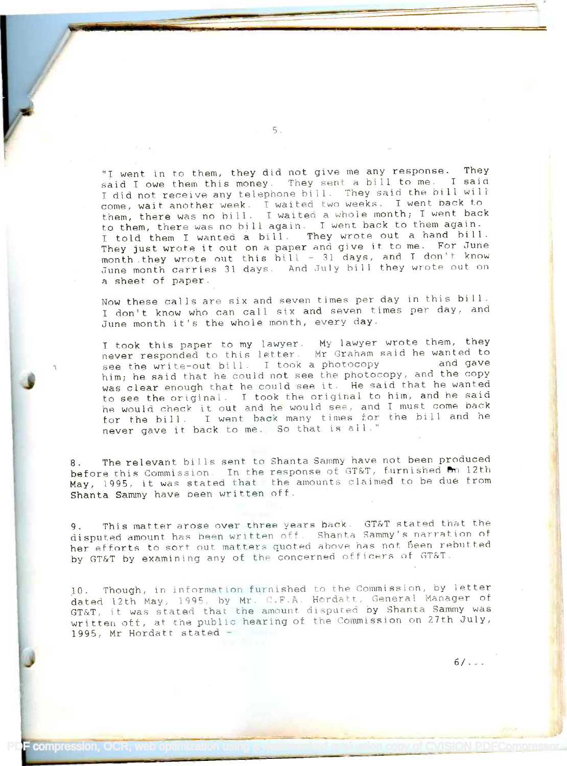"I went in to them, they did not give me any response. They said I owe them this money. They sent a bill to me. I said I did not receive any telephone bill. They said the bill will come, wait another week. I waited two weeks. I went back to them, there was no bill. I waited a whole month; I went back to them, there was no bill again. I went back to them again. I told them I wanted a bill. They wrote out a hand bill. They just wrote it out on a paper and give it to me. For June month they wrote out this bill - 31 days, and I don't know June month carries 31 days. And July bill they wrote out on a sheet of paper.

Now these calls are six and seven times per day in this bill. I don't know who can call six and seven times per day, and June month it's the whole month, every day.

I took this paper to my lawyer. My lawyer wrote them, they never responded to this letter. Mr Graham said he wanted to see the write-out bill. I took a photocopy and gave him; he said that he could not see the photocopy, and the copy was clear enough that he could see it. He said that he wanted to see the original. I took the original to him, and he said he would check it out and he would see, and I must come back for the bill. I went back many times for the bill and he never gave it back to me. So that is all."

8. The relevant bills sent to Shanta Sammy have not been produced before this Commission. In the response of GT&T, furnished on 12th May, 1995, it was stated that the amounts claimed to be due from Shanta Sammy have been written off.

9. This matter arose over three years back. GT&T stated that the disputed amount has been written off. Shanta Sammy's narration of her efforts to sort out matters quoted above has not been rebutted by GT&T by examining any of the concerned officers of GT&T.

10. Though, in information furnished to the Commission, by letter dated 12th May, 1995, by Mr. C.F.A. Hordatt, General Manager of GT&T, it was stated that the amount disputed by Shanta Sammy was written off, at the public hearing of the Commission on 27th July, 1995, Mr Hordatt stated -

6/...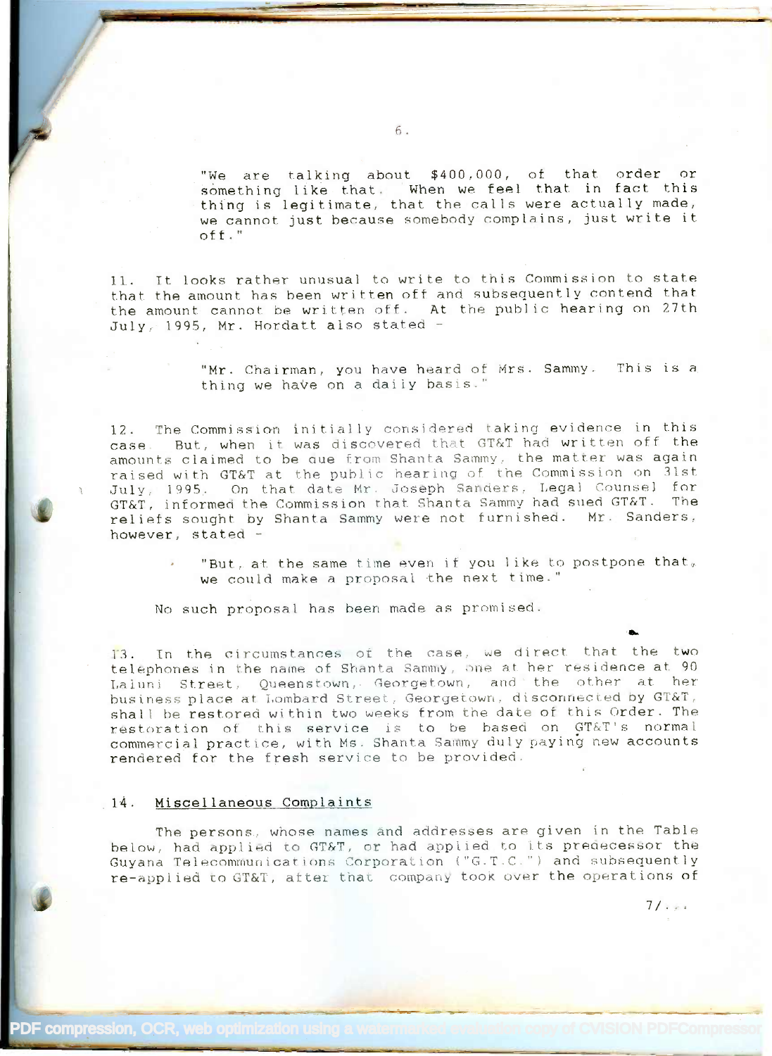> "We are talking about $400,000, of that order or something like that. When we feel that in fact this thing is legitimate, that the calls were actually made, we cannot just because somebody complains, just write it off."

11. It looks rather unusual to write to this Commission to state that the amount has been written off and subsequently contend that the amount cannot be written off. At the public hearing on 27th July, 1995, Mr. Hordatt also stated -

> "Mr. Chairman, you have heard of Mrs. Sammy. This is a thing we have on a daily basis."

12. The Commission initially considered taking evidence in this case. But, when it was discovered that GT&T had written off the amounts claimed to be due from Shanta Sammy, the matter was again raised with GT&T at the public hearing of the Commission on 31st July, 1995. On that date Mr. Joseph Sanders, Legal Counsel for GT&T, informed the Commission that Shanta Sammy had sued GT&T. The reliefs sought by Shanta Sammy were not furnished. Mr. Sanders, however, stated -

> "But, at the same time even if you like to postpone that, we could make a proposal the next time."

No such proposal has been made as promised.

13. In the circumstances of the case, we direct that the two telephones in the name of Shanta Sammy, one at her residence at 90 Laluni Street, Queenstown, Georgetown, and the other at her business place at Lombard Street, Georgetown, disconnected by GT&T, shall be restored within two weeks from the date of this Order. The restoration of this service is to be based on GT&T's normal commercial practice, with Ms. Shanta Sammy duly paying new accounts rendered for the fresh service to be provided.

14. <u>Miscellaneous Complaints</u>

The persons, whose names and addresses are given in the Table below, had applied to GT&T, or had applied to its predecessor the Guyana Telecommunications Corporation ("G.T.C.") and subsequently re-applied to GT&T, after that company took over the operations of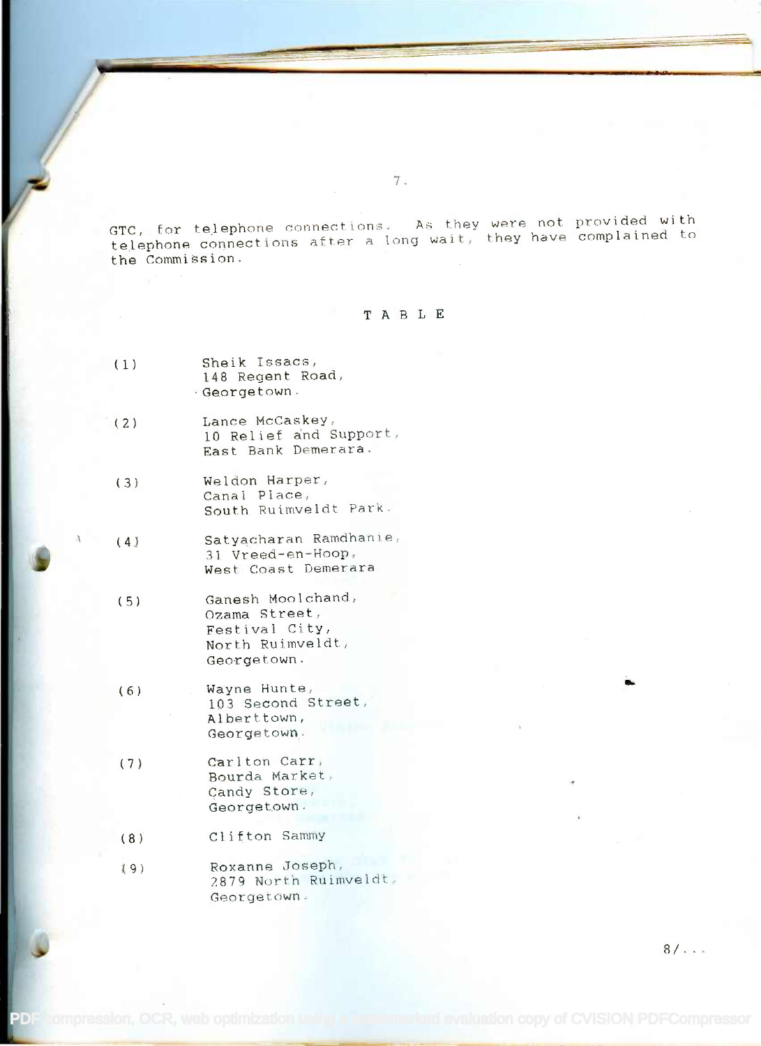GTC, for telephone connections. As they were not provided with telephone connections after a long wait, they have complained to the Commission.

T A B L E

(1) Sheik Issacs,
148 Regent Road,
Georgetown.

(2) Lance McCaskey,
10 Relief and Support,
East Bank Demerara.

(3) Weldon Harper,
Canal Place,
South Ruimveldt Park.

(4) Satyacharan Ramdhanie,
31 Vreed-en-Hoop,
West Coast Demerara

(5) Ganesh Moolchand,
Ozama Street,
Festival City,
North Ruimveldt,
Georgetown.

(6) Wayne Hunte,
103 Second Street,
Alberttown,
Georgetown.

(7) Carlton Carr,
Bourda Market,
Candy Store,
Georgetown.

(8) Clifton Sammy

(9) Roxanne Joseph,
2879 North Ruimveldt,
Georgetown.

8/...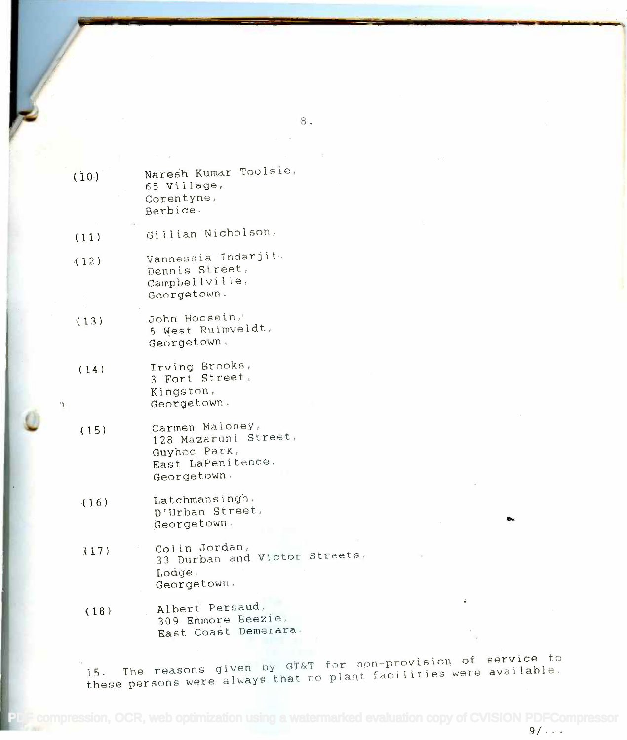(10) Naresh Kumar Toolsie,
65 Village,
Corentyne,
Berbice.

(11) Gillian Nicholson,

(12) Vannessia Indarjit,
Dennis Street,
Campbellville,
Georgetown.

(13) John Hoosein,
5 West Ruimveldt,
Georgetown.

(14) Irving Brooks,
3 Fort Street,
Kingston,
Georgetown.

(15) Carmen Maloney,
128 Mazaruni Street,
Guyhoc Park,
East LaPenitence,
Georgetown.

(16) Latchmansingh,
D'Urban Street,
Georgetown.

(17) Colin Jordan,
33 Durban and Victor Streets,
Lodge,
Georgetown.

(18) Albert Persaud,
309 Enmore Beezie,
East Coast Demerara.

15. The reasons given by GT&T for non-provision of service to these persons were always that no plant facilities were available.

9/...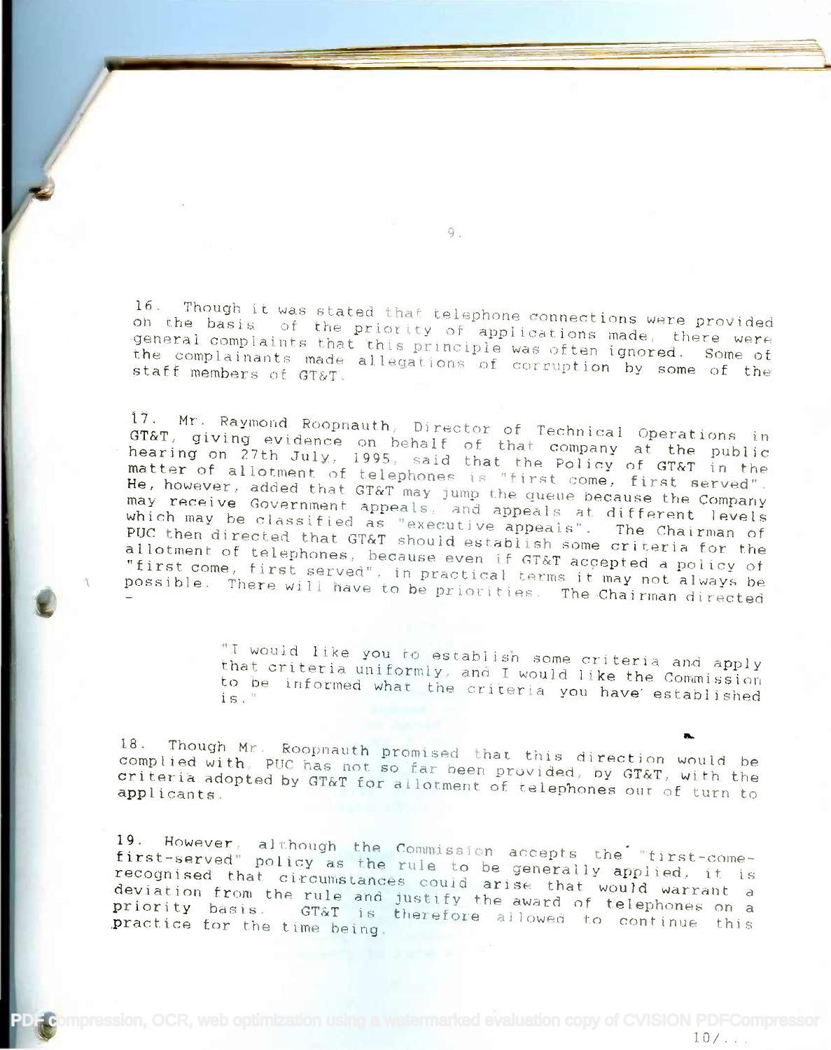16. Though it was stated that telephone connections were provided on the basis of the priority of applications made, there were general complaints that this principle was often ignored. Some of the complainants made allegations of corruption by some of the staff members of GT&T.

17. Mr. Raymond Roopnauth, Director of Technical Operations in GT&T, giving evidence on behalf of that company at the public hearing on 27th July, 1995, said that the Policy of GT&T in the matter of allotment of telephones is "first come, first served". He, however, added that GT&T may jump the queue because the Company may receive Government appeals, and appeals at different levels which may be classified as "executive appeals". The Chairman of PUC then directed that GT&T should establish some criteria for the allotment of telephones, because even if GT&T accepted a policy of "first come, first served", in practical terms it may not always be possible. There will have to be priorities. The Chairman directed -

> "I would like you to establish some criteria and apply that criteria uniformly, and I would like the Commission to be informed what the criteria you have established is."

18. Though Mr. Roopnauth promised that this direction would be complied with, PUC has not so far been provided, by GT&T, with the criteria adopted by GT&T for allotment of telephones out of turn to applicants.

19. However, although the Commission accepts the "first-come-first-served" policy as the rule to be generally applied, it is recognised that circumstances could arise that would warrant a deviation from the rule and justify the award of telephones on a priority basis. GT&T is therefore allowed to continue this practice for the time being.

10/...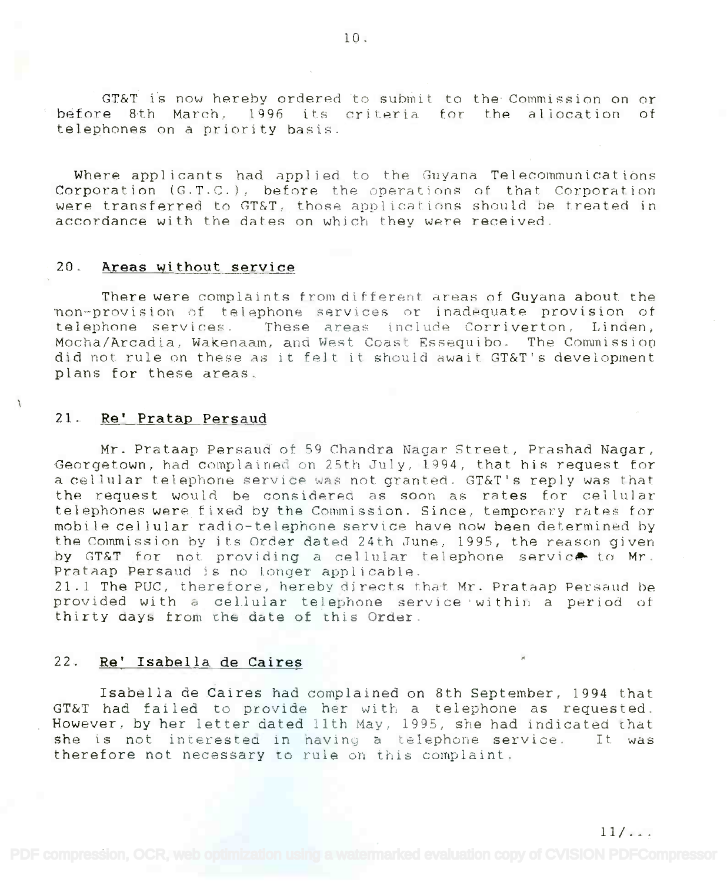GT&T is now hereby ordered to submit to the Commission on or before 8th March, 1996 its criteria for the allocation of telephones on a priority basis.

Where applicants had applied to the Guyana Telecommunications Corporation (G.T.C.), before the operations of that Corporation were transferred to GT&T, those applications should be treated in accordance with the dates on which they were received.

## 20. Areas without service

There were complaints from different areas of Guyana about the non-provision of telephone services or inadequate provision of telephone services. These areas include Corriverton, Linden, Mocha/Arcadia, Wakenaam, and West Coast Essequibo. The Commission did not rule on these as it felt it should await GT&T's development plans for these areas.

## 21. Re' Pratap Persaud

Mr. Prataap Persaud of 59 Chandra Nagar Street, Prashad Nagar, Georgetown, had complained on 25th July, 1994, that his request for a cellular telephone service was not granted. GT&T's reply was that the request would be considered as soon as rates for cellular telephones were fixed by the Commission. Since, temporary rates for mobile cellular radio-telephone service have now been determined by the Commission by its Order dated 24th June, 1995, the reason given by GT&T for not providing a cellular telephone service to Mr. Prataap Persaud is no longer applicable.

21.1 The PUC, therefore, hereby directs that Mr. Prataap Persaud be provided with a cellular telephone service within a period of thirty days from the date of this Order.

## 22. Re' Isabella de Caires

Isabella de Caires had complained on 8th September, 1994 that GT&T had failed to provide her with a telephone as requested. However, by her letter dated 11th May, 1995, she had indicated that she is not interested in having a telephone service. It was therefore not necessary to rule on this complaint.

11/...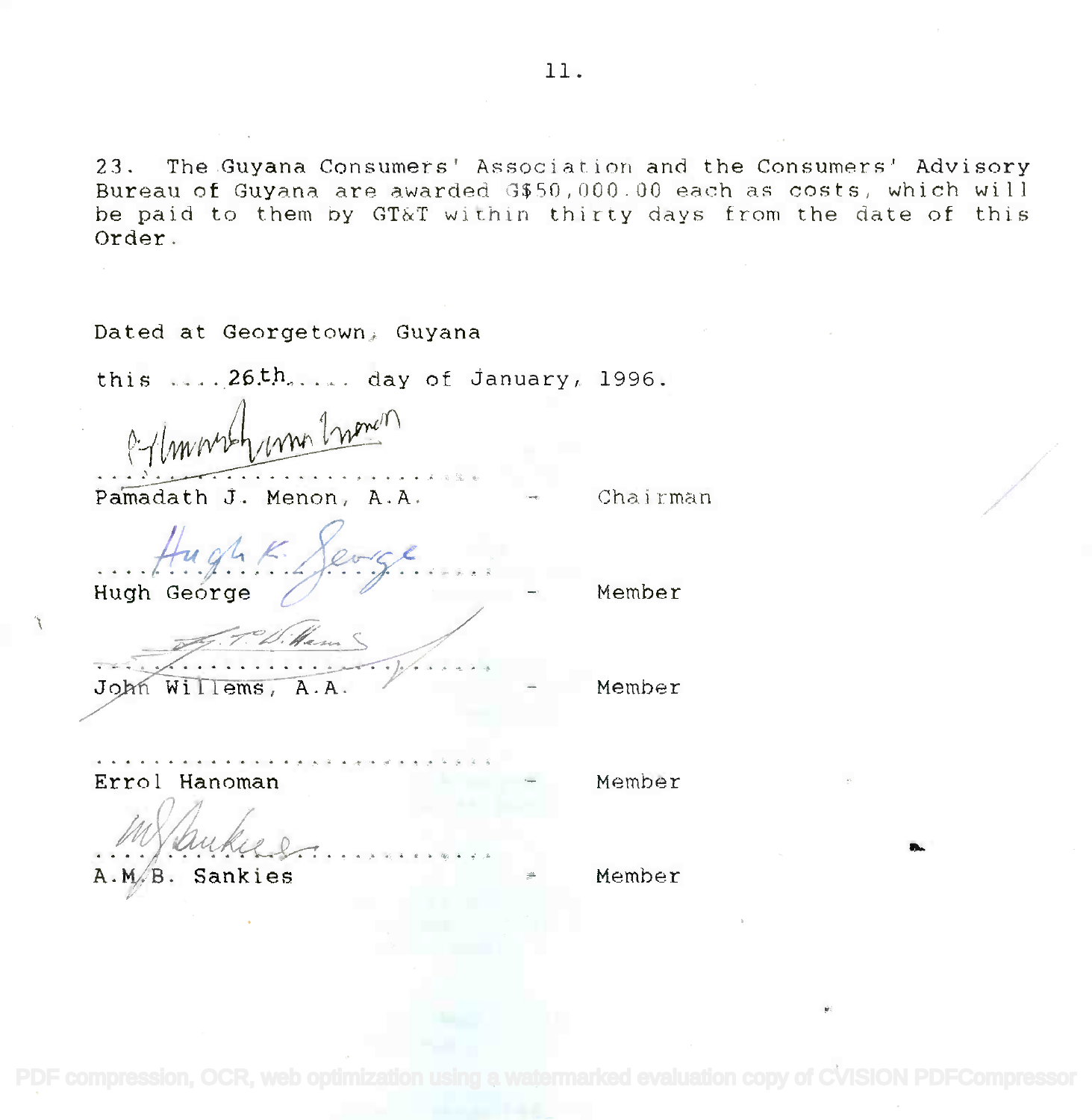23. The Guyana Consumers' Association and the Consumers' Advisory Bureau of Guyana are awarded G$50,000.00 each as costs, which will be paid to them by GT&T within thirty days from the date of this Order.

Dated at Georgetown, Guyana

this ....26th..... day of January, 1996.

..................................
Pamadath J. Menon, A.A. - Chairman

..................................
Hugh George - Member

..................................
John Willems, A.A. - Member

..................................
Errol Hanoman - Member

..................................
A.M.B. Sankies - Member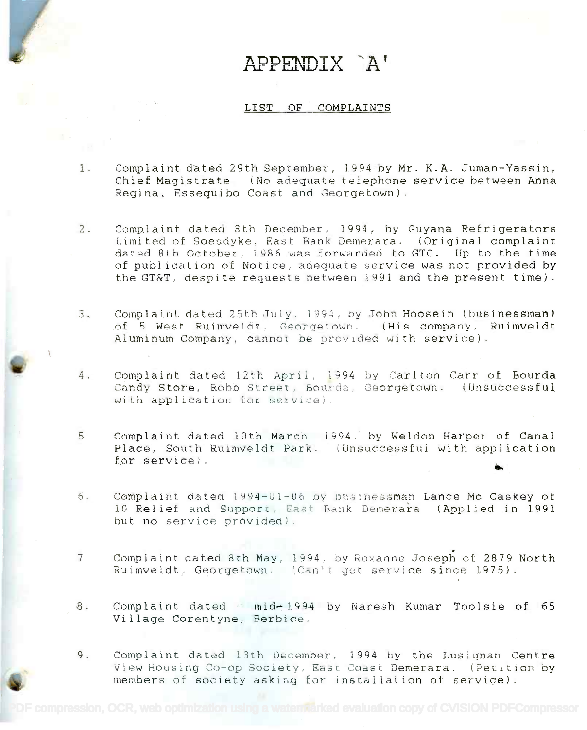# APPENDIX `A'

## LIST OF COMPLAINTS

1. Complaint dated 29th September, 1994 by Mr. K.A. Juman-Yassin, Chief Magistrate. (No adequate telephone service between Anna Regina, Essequibo Coast and Georgetown).

2. Complaint dated 8th December, 1994, by Guyana Refrigerators Limited of Soesdyke, East Bank Demerara. (Original complaint dated 8th October, 1986 was forwarded to GTC. Up to the time of publication of Notice, adequate service was not provided by the GT&T, despite requests between 1991 and the present time).

3. Complaint dated 25th July, 1994, by John Hoosein (businessman) of 5 West Ruimveldt, Georgetown. (His company, Ruimveldt Aluminum Company, cannot be provided with service).

4. Complaint dated 12th April, 1994 by Carlton Carr of Bourda Candy Store, Robb Street, Bourda, Georgetown. (Unsuccessful with application for service).

5. Complaint dated 10th March, 1994, by Weldon Harper of Canal Place, South Ruimveldt Park. (Unsuccessful with application for service).

6. Complaint dated 1994-01-06 by businessman Lance Mc Caskey of 10 Relief and Support, East Bank Demerara. (Applied in 1991 but no service provided).

7. Complaint dated 8th May, 1994, by Roxanne Joseph of 2879 North Ruimveldt, Georgetown. (Can't get service since 1975).

8. Complaint dated mid-1994 by Naresh Kumar Toolsie of 65 Village Corentyne, Berbice.

9. Complaint dated 13th December, 1994 by the Lusignan Centre View Housing Co-op Society, East Coast Demerara. (Petition by members of society asking for installation of service).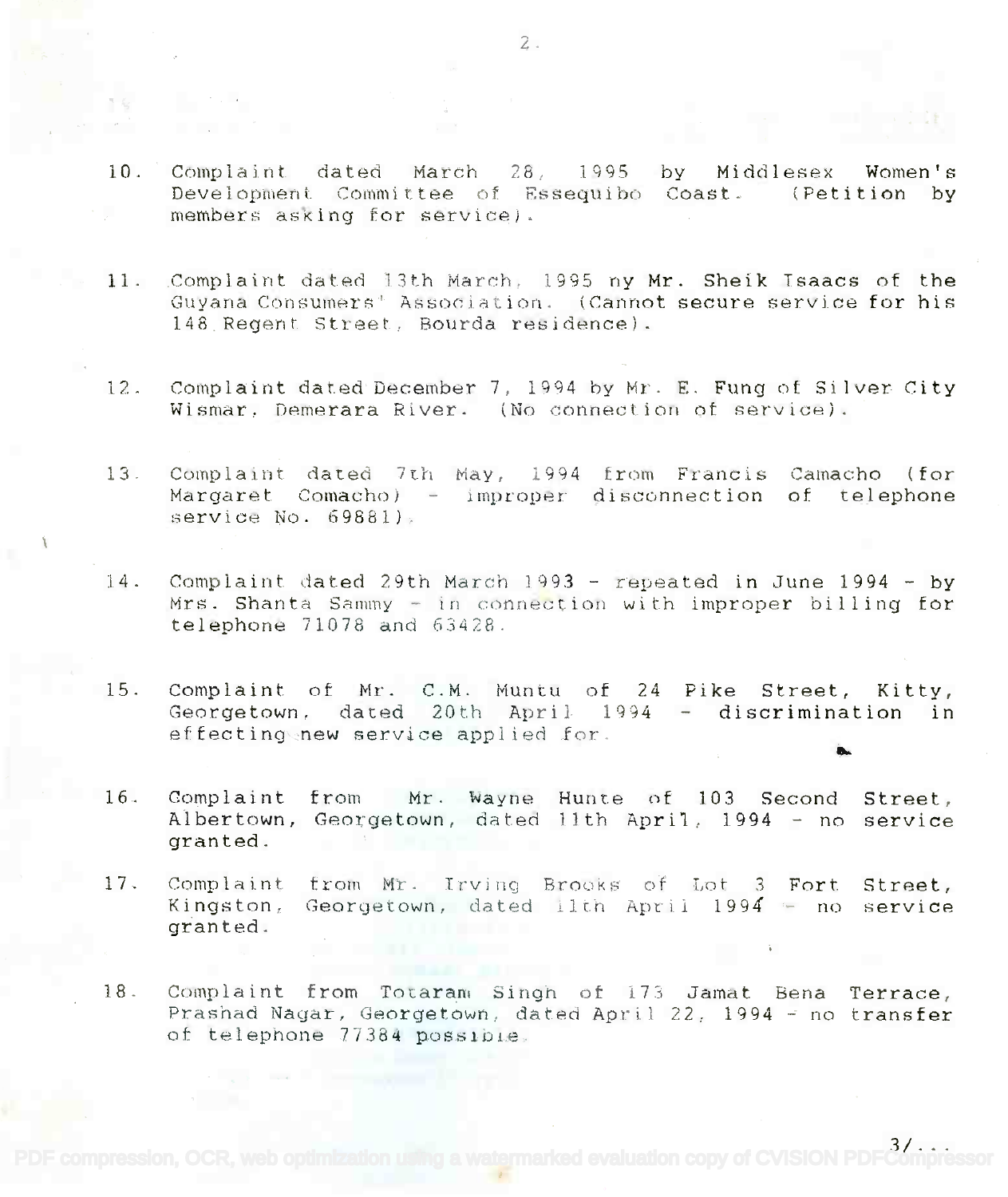10. Complaint dated March 28, 1995 by Middlesex Women's Development Committee of Essequibo Coast. (Petition by members asking for service).

11. Complaint dated 13th March, 1995 ny Mr. Sheik Isaacs of the Guyana Consumers' Association. (Cannot secure service for his 148 Regent Street, Bourda residence).

12. Complaint dated December 7, 1994 by Mr. E. Fung of Silver City Wismar, Demerara River. (No connection of service).

13. Complaint dated 7th May, 1994 from Francis Camacho (for Margaret Comacho) - improper disconnection of telephone service No. 69881).

14. Complaint dated 29th March 1993 - repeated in June 1994 - by Mrs. Shanta Sammy - in connection with improper billing for telephone 71078 and 63428.

15. Complaint of Mr. C.M. Muntu of 24 Pike Street, Kitty, Georgetown, dated 20th April 1994 - discrimination in effecting new service applied for.

16. Complaint from Mr. Wayne Hunte of 103 Second Street, Albertown, Georgetown, dated 11th April, 1994 - no service granted.

17. Complaint from Mr. Irving Brooks of Lot 3 Fort Street, Kingston, Georgetown, dated 11th April 1994 - no service granted.

18. Complaint from Totaram Singh of 173 Jamat Bena Terrace, Prashad Nagar, Georgetown, dated April 22, 1994 - no transfer of telephone 77384 possible.

3/...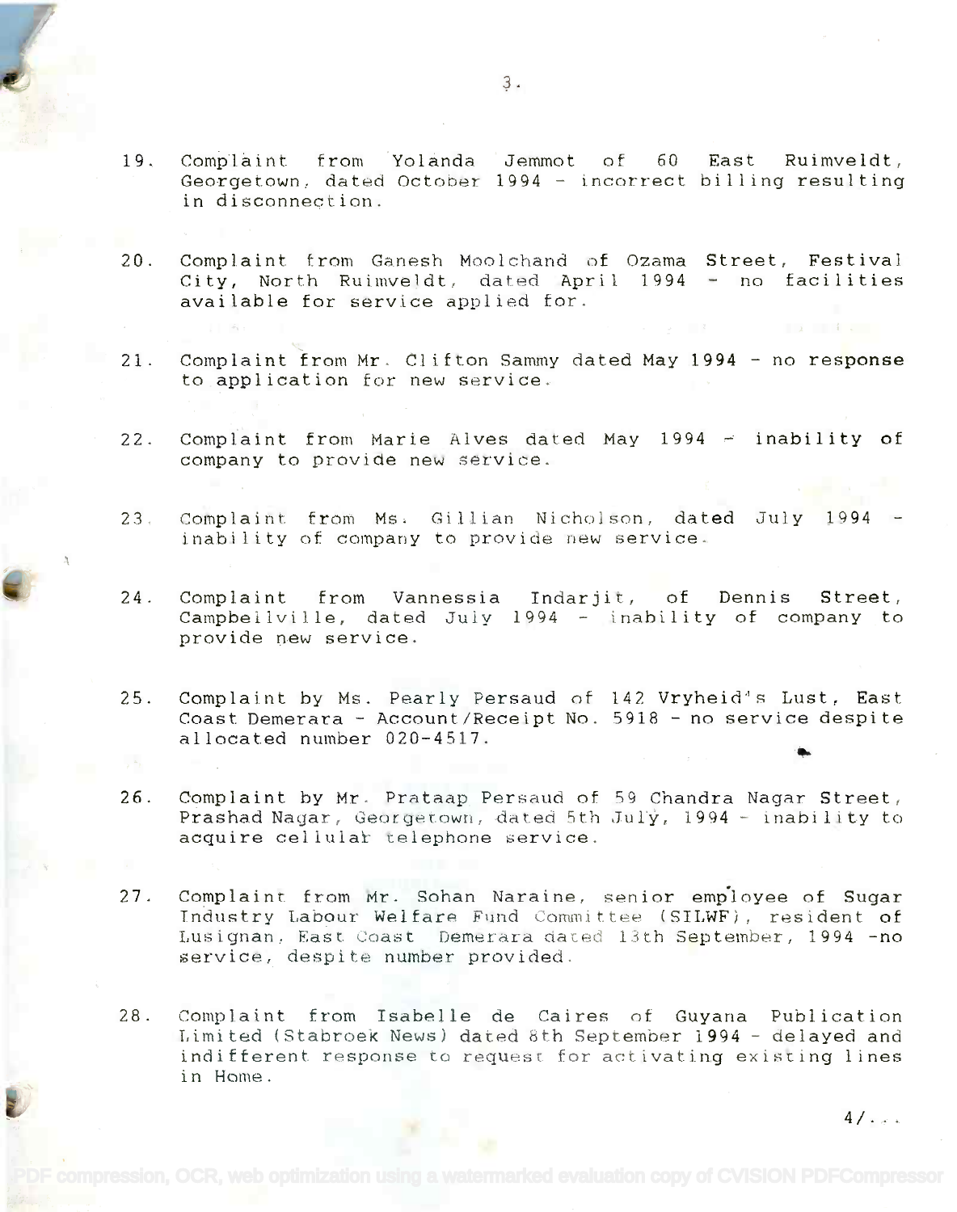19. Complaint from Yolanda Jemmot of 60 East Ruimveldt, Georgetown, dated October 1994 - incorrect billing resulting in disconnection.

20. Complaint from Ganesh Moolchand of Ozama Street, Festival City, North Ruimveldt, dated April 1994 - no facilities available for service applied for.

21. Complaint from Mr. Clifton Sammy dated May 1994 - no response to application for new service.

22. Complaint from Marie Alves dated May 1994 - inability of company to provide new service.

23. Complaint from Ms. Gillian Nicholson, dated July 1994 - inability of company to provide new service.

24. Complaint from Vannessia Indarjit, of Dennis Street, Campbellville, dated July 1994 - inability of company to provide new service.

25. Complaint by Ms. Pearly Persaud of 142 Vryheid's Lust, East Coast Demerara - Account/Receipt No. 5918 - no service despite allocated number 020-4517.

26. Complaint by Mr. Prataap Persaud of 59 Chandra Nagar Street, Prashad Nagar, Georgetown, dated 5th July, 1994 - inability to acquire cellular telephone service.

27. Complaint from Mr. Sohan Naraine, senior employee of Sugar Industry Labour Welfare Fund Committee (SILWF), resident of Lusignan, East Coast Demerara dated 13th September, 1994 -no service, despite number provided.

28. Complaint from Isabelle de Caires of Guyana Publication Limited (Stabroek News) dated 8th September 1994 - delayed and indifferent response to request for activating existing lines in Home.

4/...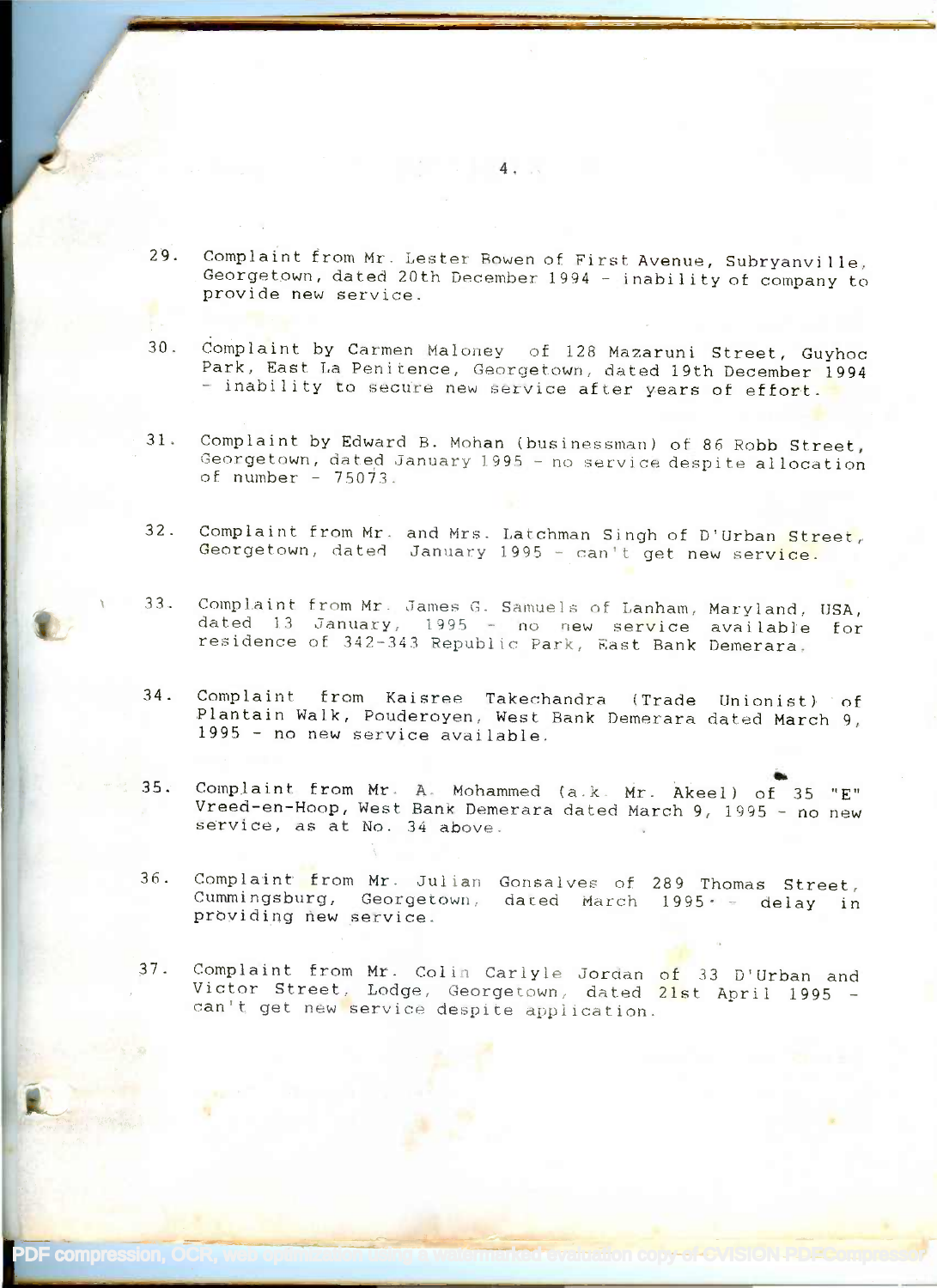29. Complaint from Mr. Lester Bowen of First Avenue, Subryanville, Georgetown, dated 20th December 1994 - inability of company to provide new service.

30. Complaint by Carmen Maloney of 128 Mazaruni Street, Guyhoc Park, East La Penitence, Georgetown, dated 19th December 1994 - inability to secure new service after years of effort.

31. Complaint by Edward B. Mohan (businessman) of 86 Robb Street, Georgetown, dated January 1995 - no service despite allocation of number - 75073.

32. Complaint from Mr. and Mrs. Latchman Singh of D'Urban Street, Georgetown, dated January 1995 - can't get new service.

33. Complaint from Mr. James G. Samuels of Lanham, Maryland, USA, dated 13 January, 1995 - no new service available for residence of 342-343 Republic Park, East Bank Demerara.

34. Complaint from Kaisree Takechandra (Trade Unionist) of Plantain Walk, Pouderoyen, West Bank Demerara dated March 9, 1995 - no new service available.

35. Complaint from Mr. A. Mohammed (a.k. Mr. Akeel) of 35 "E" Vreed-en-Hoop, West Bank Demerara dated March 9, 1995 - no new service, as at No. 34 above.

36. Complaint from Mr. Julian Gonsalves of 289 Thomas Street, Cummingsburg, Georgetown, dated March 1995 - delay in providing new service.

37. Complaint from Mr. Colin Carlyle Jordan of 33 D'Urban and Victor Street, Lodge, Georgetown, dated 21st April 1995 - can't get new service despite application.